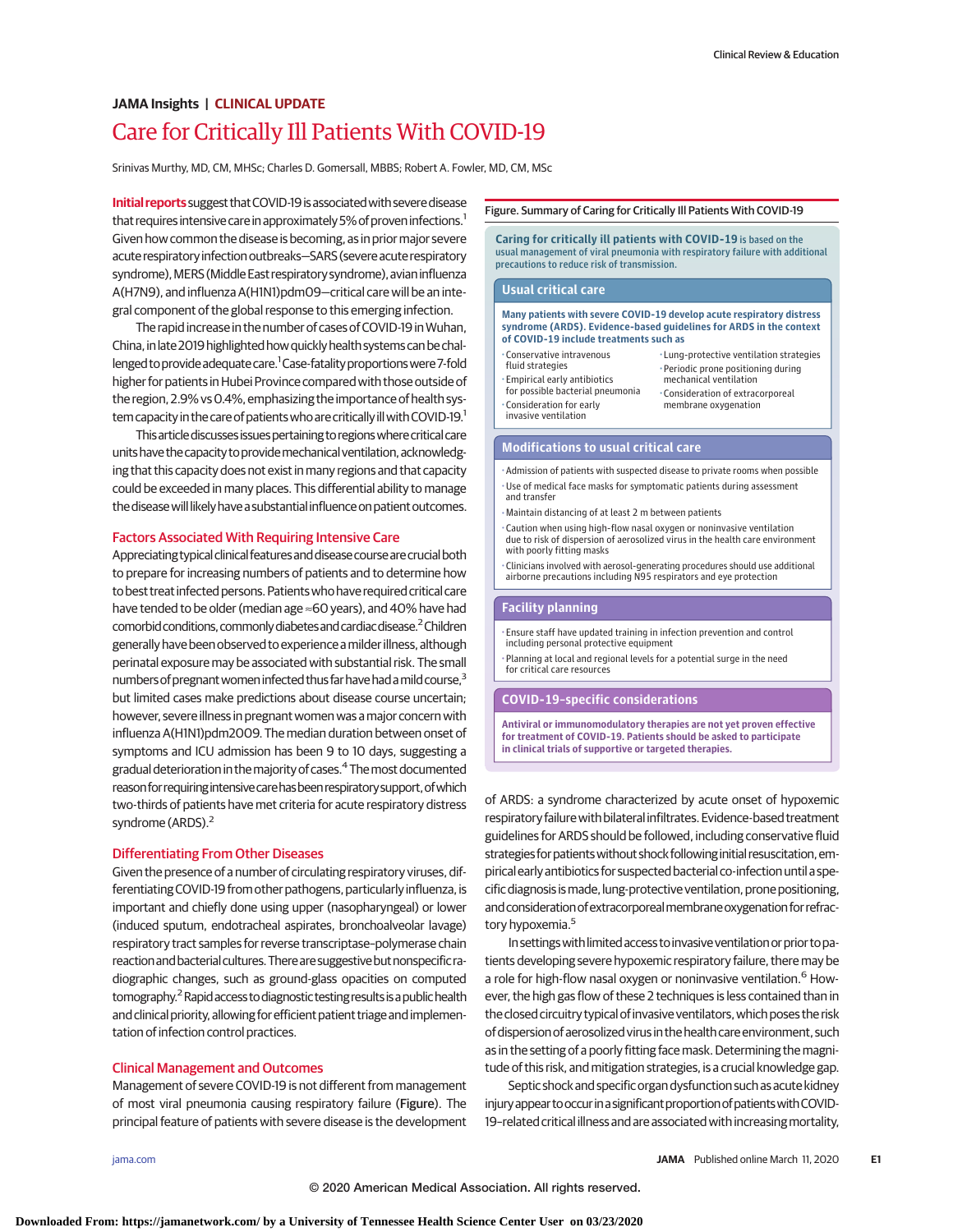JAMA Insights | CLINICAL UPDATE

# Care for Critically Ill Patients With COVID-19

Srinivas Murthy, MD, CM, MHSc; Charles D. Gomersall, MBBS; Robert A. Fowler, MD, CM, MSc

**Initial reports** suggest that COVID-19 is associated with severe disease that requires intensive care in approximately 5% of proven infections.[1] Given how common the disease is becoming, as in prior major severe acute respiratory infection outbreaks—SARS (severe acute respiratory syndrome), MERS (Middle East respiratory syndrome), avian influenza A(H7N9), and influenza A(H1N1)pdm09—critical care will be an integral component of the global response to this emerging infection.

The rapid increase in the number of cases of COVID-19 in Wuhan, China, in late 2019 highlighted how quickly health systems can be challenged to provide adequate care.[1] Case-fatality proportions were 7-fold higher for patients in Hubei Province compared with those outside of the region, 2.9% vs 0.4%, emphasizing the importance of health system capacity in the care of patients who are critically ill with COVID-19.[1]

This article discusses issues pertaining to regions where critical care units have the capacity to provide mechanical ventilation, acknowledging that this capacity does not exist in many regions and that capacity could be exceeded in many places. This differential ability to manage the disease will likely have a substantial influence on patient outcomes.

## Factors Associated With Requiring Intensive Care

Appreciating typical clinical features and disease course are crucial both to prepare for increasing numbers of patients and to determine how to best treat infected persons. Patients who have required critical care have tended to be older (median age ≈60 years), and 40% have had comorbid conditions, commonly diabetes and cardiac disease.[2] Children generally have been observed to experience a milder illness, although perinatal exposure may be associated with substantial risk. The small numbers of pregnant women infected thus far have had a mild course,[3] but limited cases make predictions about disease course uncertain; however, severe illness in pregnant women was a major concern with influenza A(H1N1)pdm2009. The median duration between onset of symptoms and ICU admission has been 9 to 10 days, suggesting a gradual deterioration in the majority of cases.[4] The most documented reason for requiring intensive care has been respiratory support, of which two-thirds of patients have met criteria for acute respiratory distress syndrome (ARDS).[2]

## Differentiating From Other Diseases

Given the presence of a number of circulating respiratory viruses, differentiating COVID-19 from other pathogens, particularly influenza, is important and chiefly done using upper (nasopharyngeal) or lower (induced sputum, endotracheal aspirates, bronchoalveolar lavage) respiratory tract samples for reverse transcriptase–polymerase chain reaction and bacterial cultures. There are suggestive but nonspecific radiographic changes, such as ground-glass opacities on computed tomography.[2] Rapid access to diagnostic testing results is a public health and clinical priority, allowing for efficient patient triage and implementation of infection control practices.

## Clinical Management and Outcomes

Management of severe COVID-19 is not different from management of most viral pneumonia causing respiratory failure (Figure). The principal feature of patients with severe disease is the development of ARDS: a syndrome characterized by acute onset of hypoxemic respiratory failure with bilateral infiltrates. Evidence-based treatment guidelines for ARDS should be followed, including conservative fluid strategies for patients without shock following initial resuscitation, empirical early antibiotics for suspected bacterial co-infection until a specific diagnosis is made, lung-protective ventilation, prone positioning, and consideration of extracorporeal membrane oxygenation for refractory hypoxemia.[5]

In settings with limited access to invasive ventilation or prior to patients developing severe hypoxemic respiratory failure, there may be a role for high-flow nasal oxygen or noninvasive ventilation.[6] However, the high gas flow of these 2 techniques is less contained than in the closed circuitry typical of invasive ventilators, which poses the risk of dispersion of aerosolized virus in the health care environment, such as in the setting of a poorly fitting face mask. Determining the magnitude of this risk, and mitigation strategies, is a crucial knowledge gap.

Septic shock and specific organ dysfunction such as acute kidney injury appear to occur in a significant proportion of patients with COVID-19–related critical illness and are associated with increasing mortality,

Figure. Summary of Caring for Critically Ill Patients With COVID-19

**Caring for critically ill patients with COVID-19** is based on the usual management of viral pneumonia with respiratory failure with additional precautions to reduce risk of transmission.

**Usual critical care**

**Many patients with severe COVID-19 develop acute respiratory distress syndrome (ARDS). Evidence-based guidelines for ARDS in the context of COVID-19 include treatments such as**

- Conservative intravenous fluid strategies
- Empirical early antibiotics for possible bacterial pneumonia
- Consideration for early invasive ventilation
- Lung-protective ventilation strategies
- Periodic prone positioning during mechanical ventilation
- Consideration of extracorporeal membrane oxygenation

**Modifications to usual critical care**

- Admission of patients with suspected disease to private rooms when possible
- Use of medical face masks for symptomatic patients during assessment and transfer
- Maintain distancing of at least 2 m between patients
- Caution when using high-flow nasal oxygen or noninvasive ventilation due to risk of dispersion of aerosolized virus in the health care environment with poorly fitting masks
- Clinicians involved with aerosol-generating procedures should use additional airborne precautions including N95 respirators and eye protection

**Facility planning**

- Ensure staff have updated training in infection prevention and control including personal protective equipment
- Planning at local and regional levels for a potential surge in the need for critical care resources

**COVID-19–specific considerations**

**Antiviral or immunomodulatory therapies are not yet proven effective for treatment of COVID-19. Patients should be asked to participate in clinical trials of supportive or targeted therapies.**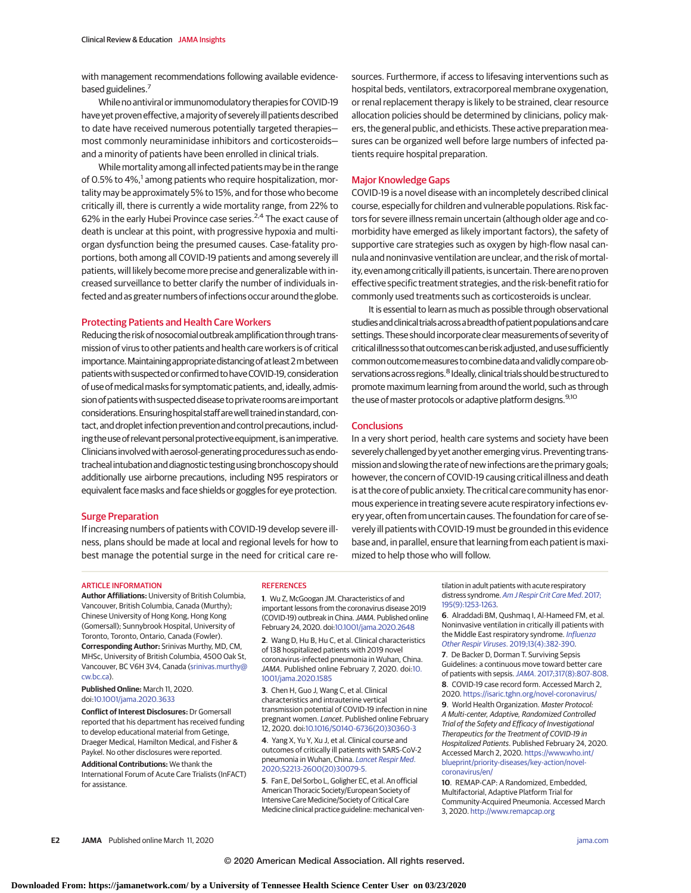with management recommendations following available evidence-based guidelines.[7]

While no antiviral or immunomodulatory therapies for COVID-19 have yet proven effective, a majority of severely ill patients described to date have received numerous potentially targeted therapies—most commonly neuraminidase inhibitors and corticosteroids—and a minority of patients have been enrolled in clinical trials.

While mortality among all infected patients may be in the range of 0.5% to 4%,[1] among patients who require hospitalization, mortality may be approximately 5% to 15%, and for those who become critically ill, there is currently a wide mortality range, from 22% to 62% in the early Hubei Province case series.[2,4] The exact cause of death is unclear at this point, with progressive hypoxia and multiorgan dysfunction being the presumed causes. Case-fatality proportions, both among all COVID-19 patients and among severely ill patients, will likely become more precise and generalizable with increased surveillance to better clarify the number of individuals infected and as greater numbers of infections occur around the globe.

## Protecting Patients and Health Care Workers

Reducing the risk of nosocomial outbreak amplification through transmission of virus to other patients and health care workers is of critical importance. Maintaining appropriate distancing of at least 2 m between patients with suspected or confirmed to have COVID-19, consideration of use of medical masks for symptomatic patients, and, ideally, admission of patients with suspected disease to private rooms are important considerations. Ensuring hospital staff are well trained in standard, contact, and droplet infection prevention and control precautions, including the use of relevant personal protective equipment, is an imperative. Clinicians involved with aerosol-generating procedures such as endotracheal intubation and diagnostic testing using bronchoscopy should additionally use airborne precautions, including N95 respirators or equivalent face masks and face shields or goggles for eye protection.

## Surge Preparation

If increasing numbers of patients with COVID-19 develop severe illness, plans should be made at local and regional levels for how to best manage the potential surge in the need for critical care resources. Furthermore, if access to lifesaving interventions such as hospital beds, ventilators, extracorporeal membrane oxygenation, or renal replacement therapy is likely to be strained, clear resource allocation policies should be determined by clinicians, policy makers, the general public, and ethicists. These active preparation measures can be organized well before large numbers of infected patients require hospital preparation.

## Major Knowledge Gaps

COVID-19 is a novel disease with an incompletely described clinical course, especially for children and vulnerable populations. Risk factors for severe illness remain uncertain (although older age and comorbidity have emerged as likely important factors), the safety of supportive care strategies such as oxygen by high-flow nasal cannula and noninvasive ventilation are unclear, and the risk of mortality, even among critically ill patients, is uncertain. There are no proven effective specific treatment strategies, and the risk-benefit ratio for commonly used treatments such as corticosteroids is unclear.

It is essential to learn as much as possible through observational studies and clinical trials across a breadth of patient populations and care settings. These should incorporate clear measurements of severity of critical illness so that outcomes can be risk adjusted, and use sufficiently common outcome measures to combine data and validly compare observations across regions.[8] Ideally, clinical trials should be structured to promote maximum learning from around the world, such as through the use of master protocols or adaptive platform designs.[9,10]

## Conclusions

In a very short period, health care systems and society have been severely challenged by yet another emerging virus. Preventing transmission and slowing the rate of new infections are the primary goals; however, the concern of COVID-19 causing critical illness and death is at the core of public anxiety. The critical care community has enormous experience in treating severe acute respiratory infections every year, often from uncertain causes. The foundation for care of severely ill patients with COVID-19 must be grounded in this evidence base and, in parallel, ensure that learning from each patient is maximized to help those who will follow.

## ARTICLE INFORMATION

**Author Affiliations:** University of British Columbia, Vancouver, British Columbia, Canada (Murthy); Chinese University of Hong Kong, Hong Kong (Gomersall); Sunnybrook Hospital, University of Toronto, Toronto, Ontario, Canada (Fowler).

**Corresponding Author:** Srinivas Murthy, MD, CM, MHSc, University of British Columbia, 4500 Oak St, Vancouver, BC V6H 3V4, Canada (srinivas.murthy@cw.bc.ca).

**Published Online:** March 11, 2020. doi:10.1001/jama.2020.3633

**Conflict of Interest Disclosures:** Dr Gomersall reported that his department has received funding to develop educational material from Getinge, Draeger Medical, Hamilton Medical, and Fisher & Paykel. No other disclosures were reported.

**Additional Contributions:** We thank the International Forum of Acute Care Trialists (InFACT) for assistance.

## REFERENCES

1. Wu Z, McGoogan JM. Characteristics of and important lessons from the coronavirus disease 2019 (COVID-19) outbreak in China. *JAMA*. Published online February 24, 2020. doi:10.1001/jama.2020.2648

2. Wang D, Hu B, Hu C, et al. Clinical characteristics of 138 hospitalized patients with 2019 novel coronavirus-infected pneumonia in Wuhan, China. *JAMA*. Published online February 7, 2020. doi:10.1001/jama.2020.1585

3. Chen H, Guo J, Wang C, et al. Clinical characteristics and intrauterine vertical transmission potential of COVID-19 infection in nine pregnant women. *Lancet*. Published online February 12, 2020. doi:10.1016/S0140-6736(20)30360-3

4. Yang X, Yu Y, Xu J, et al. Clinical course and outcomes of critically ill patients with SARS-CoV-2 pneumonia in Wuhan, China. *Lancet Respir Med*. 2020;S2213-2600(20)30079-5.

5. Fan E, Del Sorbo L, Goligher EC, et al. An official American Thoracic Society/European Society of Intensive Care Medicine/Society of Critical Care Medicine clinical practice guideline: mechanical ventilation in adult patients with acute respiratory distress syndrome. *Am J Respir Crit Care Med*. 2017;195(9):1253-1263.

6. Alraddadi BM, Qushmaq I, Al-Hameed FM, et al. Noninvasive ventilation in critically ill patients with the Middle East respiratory syndrome. *Influenza Other Respir Viruses*. 2019;13(4):382-390.

7. De Backer D, Dorman T. Surviving Sepsis Guidelines: a continuous move toward better care of patients with sepsis. *JAMA*. 2017;317(8):807-808.

8. COVID-19 case record form. Accessed March 2, 2020. https://isaric.tghn.org/novel-coronavirus/

9. World Health Organization. *Master Protocol: A Multi-center, Adaptive, Randomized Controlled Trial of the Safety and Efficacy of Investigational Therapeutics for the Treatment of COVID-19 in Hospitalized Patients*. Published February 24, 2020. Accessed March 2, 2020. https://www.who.int/blueprint/priority-diseases/key-action/novel-coronavirus/en/

10. REMAP-CAP: A Randomized, Embedded, Multifactorial, Adaptive Platform Trial for Community-Acquired Pneumonia. Accessed March 3, 2020. http://www.remapcap.org